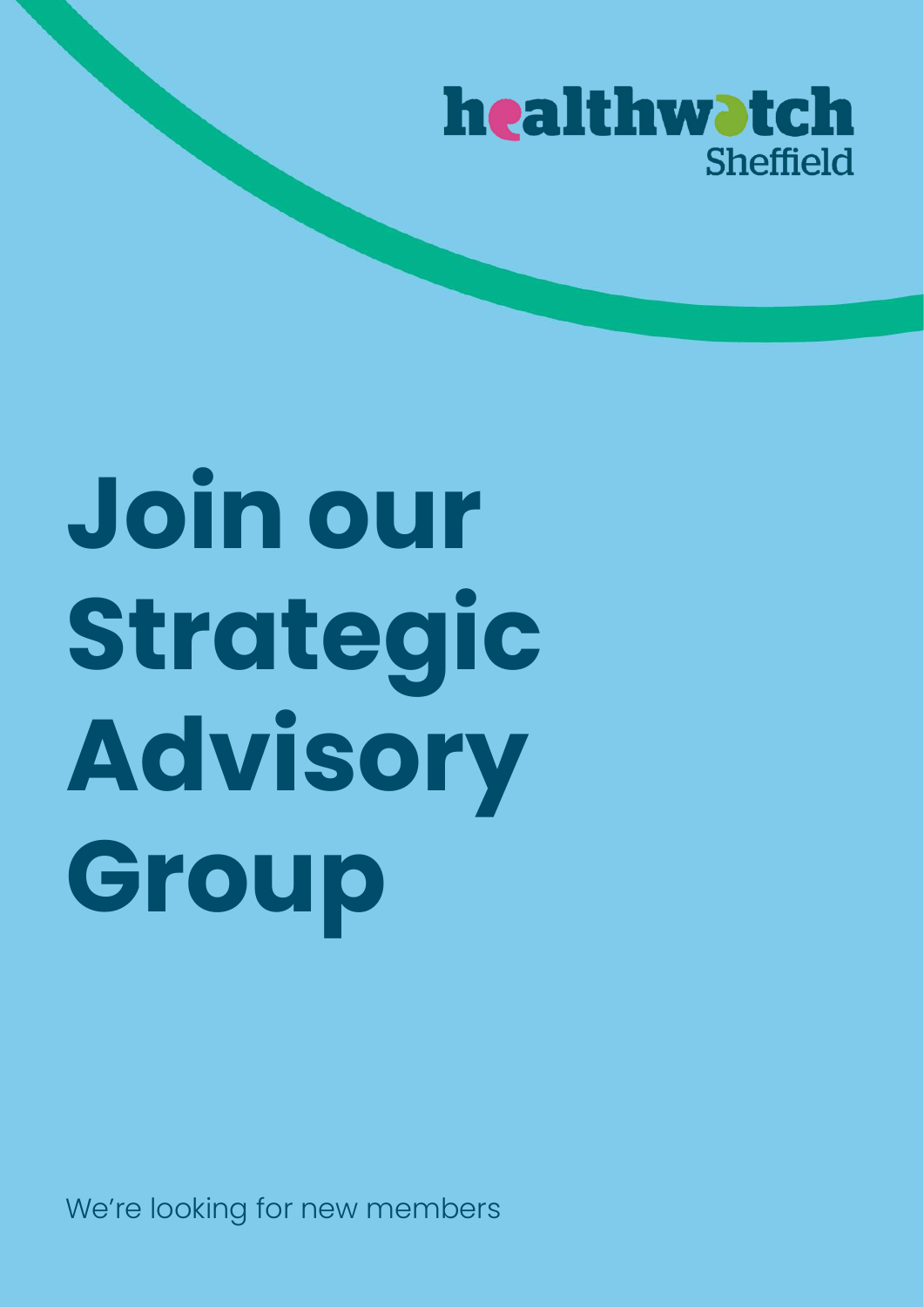healthwatch Sheffield

# Join our Strategic Advisory Group

We're looking for new members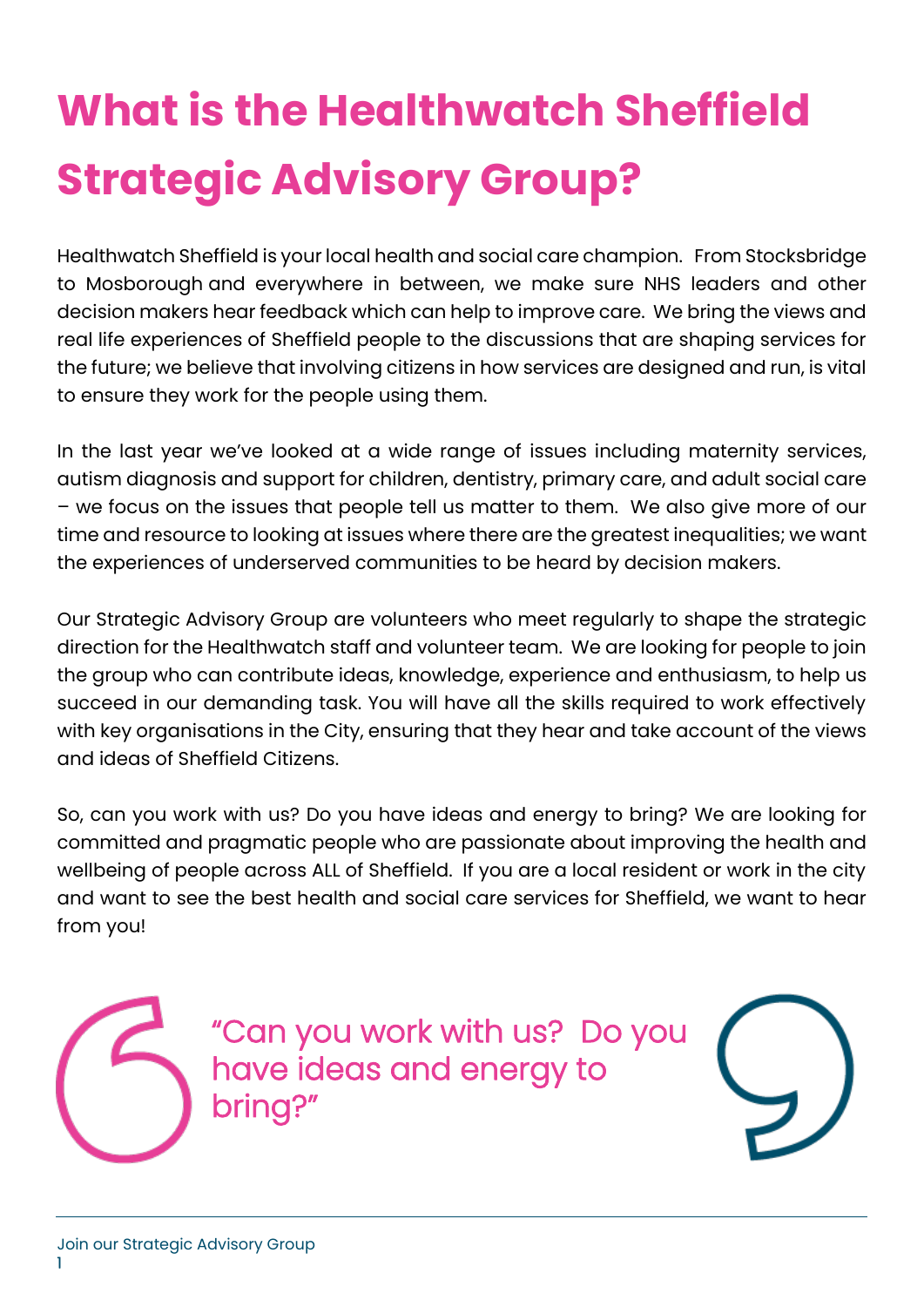# What is the Healthwatch Sheffield Strategic Advisory Group?

Healthwatch Sheffield is your local health and social care champion. From Stocksbridge to Mosborough and everywhere in between, we make sure NHS leaders and other decision makers hear feedback which can help to improve care. We bring the views and real life experiences of Sheffield people to the discussions that are shaping services for the future; we believe that involving citizens in how services are designed and run, is vital to ensure they work for the people using them.

In the last year we've looked at a wide range of issues including maternity services, autism diagnosis and support for children, dentistry, primary care, and adult social care – we focus on the issues that people tell us matter to them. We also give more of our time and resource to looking at issues where there are the greatest inequalities; we want the experiences of underserved communities to be heard by decision makers.

Our Strategic Advisory Group are volunteers who meet regularly to shape the strategic direction for the Healthwatch staff and volunteer team. We are looking for people to join the group who can contribute ideas, knowledge, experience and enthusiasm, to help us succeed in our demanding task. You will have all the skills required to work effectively with key organisations in the City, ensuring that they hear and take account of the views and ideas of Sheffield Citizens.

So, can you work with us? Do you have ideas and energy to bring? We are looking for committed and pragmatic people who are passionate about improving the health and wellbeing of people across ALL of Sheffield. If you are a local resident or work in the city and want to see the best health and social care services for Sheffield, we want to hear from you!

> "Can you work with us? Do you have ideas and energy to bring?"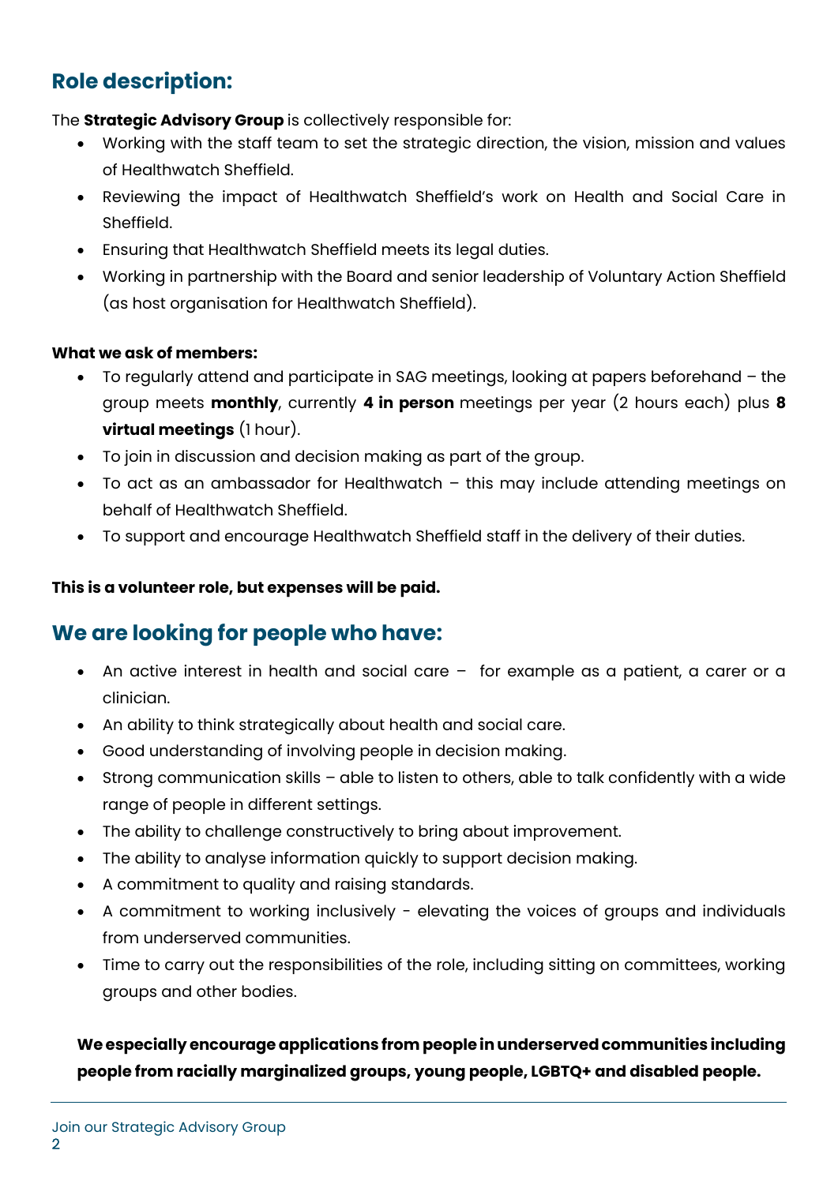## Role description:

The **Strategic Advisory Group** is collectively responsible for:

- Working with the staff team to set the strategic direction, the vision, mission and values of Healthwatch Sheffield.
- Reviewing the impact of Healthwatch Sheffield's work on Health and Social Care in Sheffield.
- Ensuring that Healthwatch Sheffield meets its legal duties.
- Working in partnership with the Board and senior leadership of Voluntary Action Sheffield (as host organisation for Healthwatch Sheffield).

**What we ask of members:**

- To regularly attend and participate in SAG meetings, looking at papers beforehand – the group meets **monthly**, currently **4 in person** meetings per year (2 hours each) plus **8 virtual meetings** (1 hour).
- To join in discussion and decision making as part of the group.
- To act as an ambassador for Healthwatch – this may include attending meetings on behalf of Healthwatch Sheffield.
- To support and encourage Healthwatch Sheffield staff in the delivery of their duties.

**This is a volunteer role, but expenses will be paid.**

## We are looking for people who have:

- An active interest in health and social care – for example as a patient, a carer or a clinician.
- An ability to think strategically about health and social care.
- Good understanding of involving people in decision making.
- Strong communication skills – able to listen to others, able to talk confidently with a wide range of people in different settings.
- The ability to challenge constructively to bring about improvement.
- The ability to analyse information quickly to support decision making.
- A commitment to quality and raising standards.
- A commitment to working inclusively - elevating the voices of groups and individuals from underserved communities.
- Time to carry out the responsibilities of the role, including sitting on committees, working groups and other bodies.

**We especially encourage applications from people in underserved communities including people from racially marginalized groups, young people, LGBTQ+ and disabled people.**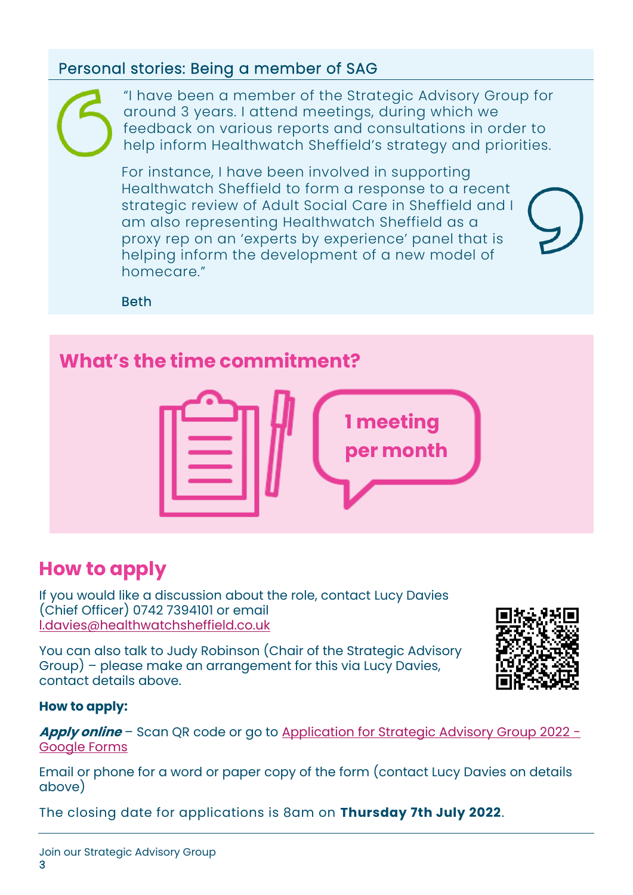## Personal stories: Being a member of SAG

"I have been a member of the Strategic Advisory Group for around 3 years. I attend meetings, during which we feedback on various reports and consultations in order to help inform Healthwatch Sheffield's strategy and priorities.

For instance, I have been involved in supporting Healthwatch Sheffield to form a response to a recent strategic review of Adult Social Care in Sheffield and I am also representing Healthwatch Sheffield as a proxy rep on an 'experts by experience' panel that is helping inform the development of a new model of homecare."

Beth

## What's the time commitment?

**1 meeting per month**

## How to apply

If you would like a discussion about the role, contact Lucy Davies (Chief Officer) 0742 7394101 or email l.davies@healthwatchsheffield.co.uk

You can also talk to Judy Robinson (Chair of the Strategic Advisory Group) – please make an arrangement for this via Lucy Davies, contact details above.

**How to apply:**

***Apply online*** – Scan QR code or go to Application for Strategic Advisory Group 2022 - Google Forms

Email or phone for a word or paper copy of the form (contact Lucy Davies on details above)

The closing date for applications is 8am on **Thursday 7th July 2022**.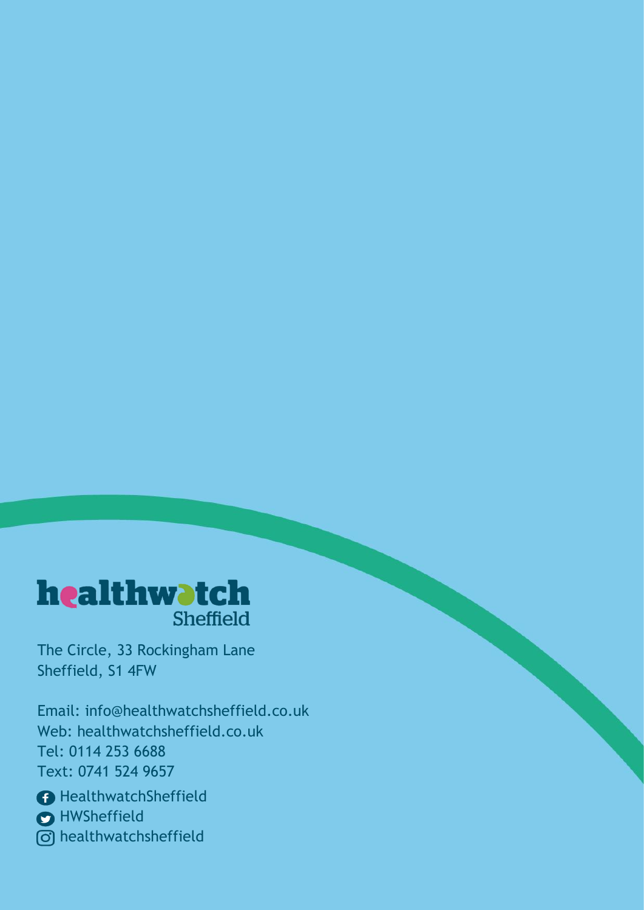healthwatch
Sheffield

The Circle, 33 Rockingham Lane
Sheffield, S1 4FW

Email: info@healthwatchsheffield.co.uk
Web: healthwatchsheffield.co.uk
Tel: 0114 253 6688
Text: 0741 524 9657

HealthwatchSheffield
HWSheffield
healthwatchsheffield